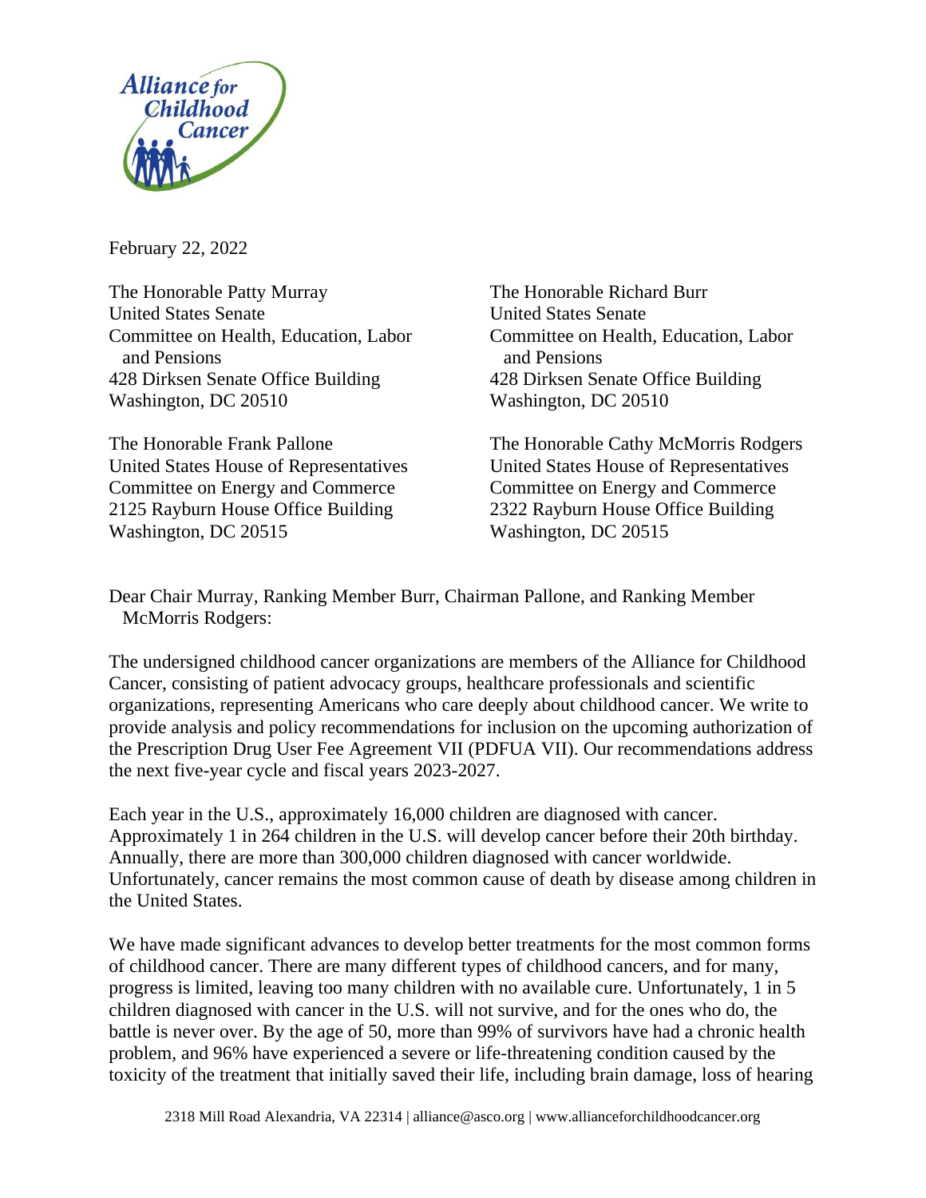February 22, 2022

The Honorable Patty Murray
United States Senate
Committee on Health, Education, Labor and Pensions
428 Dirksen Senate Office Building
Washington, DC 20510

The Honorable Richard Burr
United States Senate
Committee on Health, Education, Labor and Pensions
428 Dirksen Senate Office Building
Washington, DC 20510

The Honorable Frank Pallone
United States House of Representatives
Committee on Energy and Commerce
2125 Rayburn House Office Building
Washington, DC 20515

The Honorable Cathy McMorris Rodgers
United States House of Representatives
Committee on Energy and Commerce
2322 Rayburn House Office Building
Washington, DC 20515

Dear Chair Murray, Ranking Member Burr, Chairman Pallone, and Ranking Member McMorris Rodgers:

The undersigned childhood cancer organizations are members of the Alliance for Childhood Cancer, consisting of patient advocacy groups, healthcare professionals and scientific organizations, representing Americans who care deeply about childhood cancer. We write to provide analysis and policy recommendations for inclusion on the upcoming authorization of the Prescription Drug User Fee Agreement VII (PDFUA VII). Our recommendations address the next five-year cycle and fiscal years 2023-2027.

Each year in the U.S., approximately 16,000 children are diagnosed with cancer. Approximately 1 in 264 children in the U.S. will develop cancer before their 20th birthday. Annually, there are more than 300,000 children diagnosed with cancer worldwide. Unfortunately, cancer remains the most common cause of death by disease among children in the United States.

We have made significant advances to develop better treatments for the most common forms of childhood cancer. There are many different types of childhood cancers, and for many, progress is limited, leaving too many children with no available cure. Unfortunately, 1 in 5 children diagnosed with cancer in the U.S. will not survive, and for the ones who do, the battle is never over. By the age of 50, more than 99% of survivors have had a chronic health problem, and 96% have experienced a severe or life-threatening condition caused by the toxicity of the treatment that initially saved their life, including brain damage, loss of hearing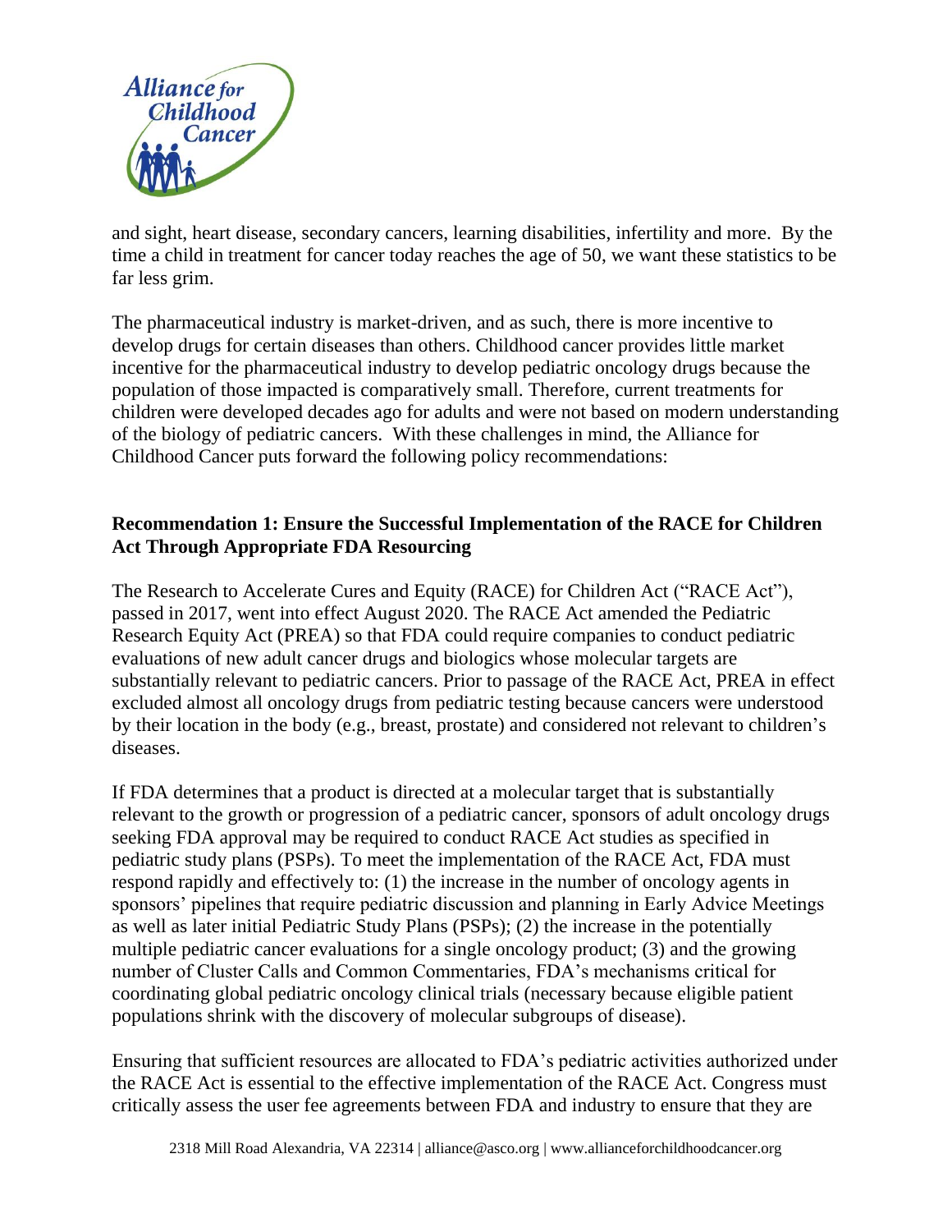and sight, heart disease, secondary cancers, learning disabilities, infertility and more. By the time a child in treatment for cancer today reaches the age of 50, we want these statistics to be far less grim.

The pharmaceutical industry is market-driven, and as such, there is more incentive to develop drugs for certain diseases than others. Childhood cancer provides little market incentive for the pharmaceutical industry to develop pediatric oncology drugs because the population of those impacted is comparatively small. Therefore, current treatments for children were developed decades ago for adults and were not based on modern understanding of the biology of pediatric cancers. With these challenges in mind, the Alliance for Childhood Cancer puts forward the following policy recommendations:

**Recommendation 1: Ensure the Successful Implementation of the RACE for Children Act Through Appropriate FDA Resourcing**

The Research to Accelerate Cures and Equity (RACE) for Children Act ("RACE Act"), passed in 2017, went into effect August 2020. The RACE Act amended the Pediatric Research Equity Act (PREA) so that FDA could require companies to conduct pediatric evaluations of new adult cancer drugs and biologics whose molecular targets are substantially relevant to pediatric cancers. Prior to passage of the RACE Act, PREA in effect excluded almost all oncology drugs from pediatric testing because cancers were understood by their location in the body (e.g., breast, prostate) and considered not relevant to children's diseases.

If FDA determines that a product is directed at a molecular target that is substantially relevant to the growth or progression of a pediatric cancer, sponsors of adult oncology drugs seeking FDA approval may be required to conduct RACE Act studies as specified in pediatric study plans (PSPs). To meet the implementation of the RACE Act, FDA must respond rapidly and effectively to: (1) the increase in the number of oncology agents in sponsors' pipelines that require pediatric discussion and planning in Early Advice Meetings as well as later initial Pediatric Study Plans (PSPs); (2) the increase in the potentially multiple pediatric cancer evaluations for a single oncology product; (3) and the growing number of Cluster Calls and Common Commentaries, FDA's mechanisms critical for coordinating global pediatric oncology clinical trials (necessary because eligible patient populations shrink with the discovery of molecular subgroups of disease).

Ensuring that sufficient resources are allocated to FDA's pediatric activities authorized under the RACE Act is essential to the effective implementation of the RACE Act. Congress must critically assess the user fee agreements between FDA and industry to ensure that they are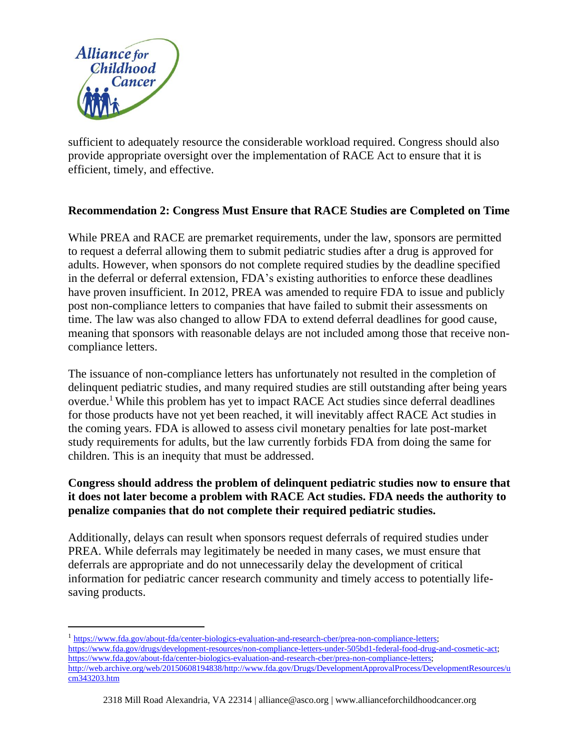sufficient to adequately resource the considerable workload required. Congress should also provide appropriate oversight over the implementation of RACE Act to ensure that it is efficient, timely, and effective.

**Recommendation 2: Congress Must Ensure that RACE Studies are Completed on Time**

While PREA and RACE are premarket requirements, under the law, sponsors are permitted to request a deferral allowing them to submit pediatric studies after a drug is approved for adults. However, when sponsors do not complete required studies by the deadline specified in the deferral or deferral extension, FDA's existing authorities to enforce these deadlines have proven insufficient. In 2012, PREA was amended to require FDA to issue and publicly post non-compliance letters to companies that have failed to submit their assessments on time. The law was also changed to allow FDA to extend deferral deadlines for good cause, meaning that sponsors with reasonable delays are not included among those that receive non-compliance letters.

The issuance of non-compliance letters has unfortunately not resulted in the completion of delinquent pediatric studies, and many required studies are still outstanding after being years overdue.[1] While this problem has yet to impact RACE Act studies since deferral deadlines for those products have not yet been reached, it will inevitably affect RACE Act studies in the coming years. FDA is allowed to assess civil monetary penalties for late post-market study requirements for adults, but the law currently forbids FDA from doing the same for children. This is an inequity that must be addressed.

**Congress should address the problem of delinquent pediatric studies now to ensure that it does not later become a problem with RACE Act studies. FDA needs the authority to penalize companies that do not complete their required pediatric studies.**

Additionally, delays can result when sponsors request deferrals of required studies under PREA. While deferrals may legitimately be needed in many cases, we must ensure that deferrals are appropriate and do not unnecessarily delay the development of critical information for pediatric cancer research community and timely access to potentially life-saving products.

---

[1] https://www.fda.gov/about-fda/center-biologics-evaluation-and-research-cber/prea-non-compliance-letters; https://www.fda.gov/drugs/development-resources/non-compliance-letters-under-505bd1-federal-food-drug-and-cosmetic-act; https://www.fda.gov/about-fda/center-biologics-evaluation-and-research-cber/prea-non-compliance-letters; http://web.archive.org/web/20150608194838/http://www.fda.gov/Drugs/DevelopmentApprovalProcess/DevelopmentResources/ucm343203.htm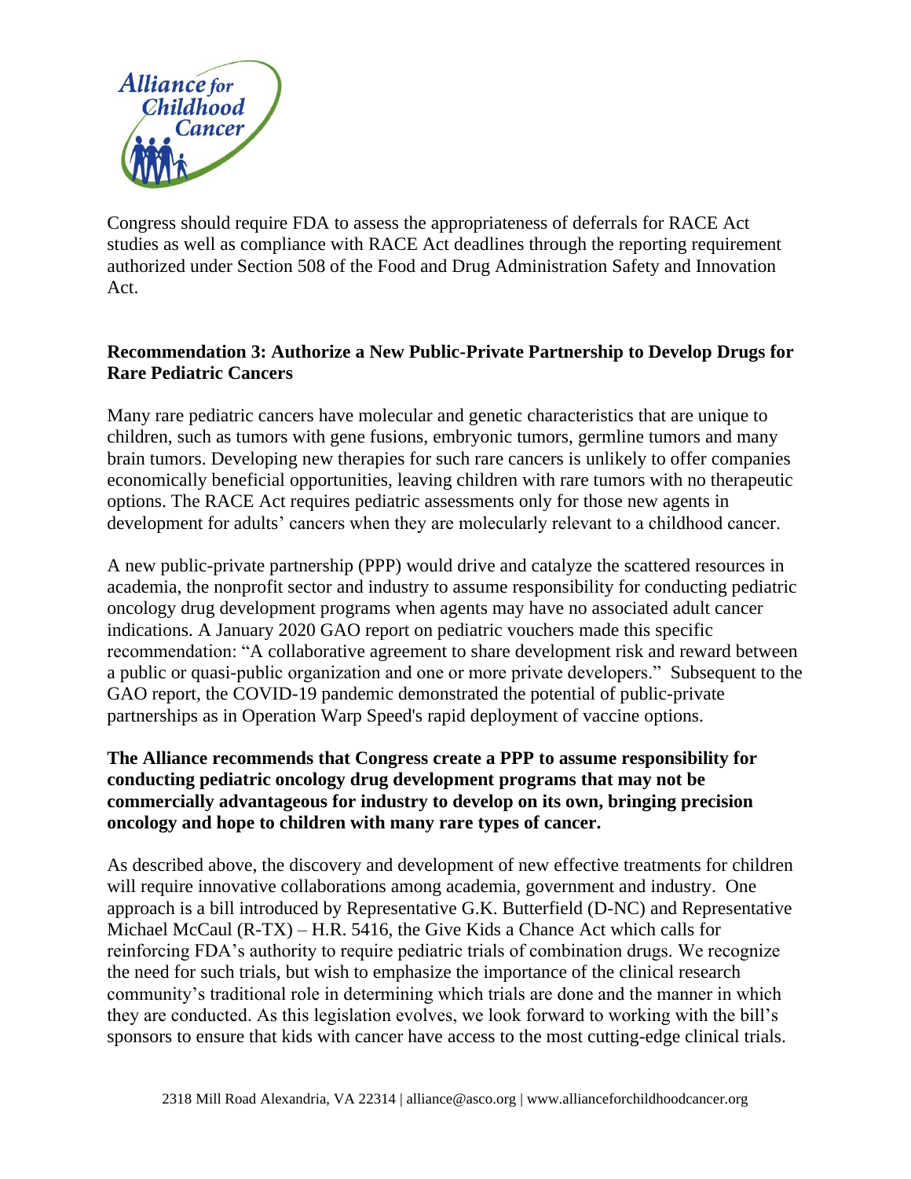Congress should require FDA to assess the appropriateness of deferrals for RACE Act studies as well as compliance with RACE Act deadlines through the reporting requirement authorized under Section 508 of the Food and Drug Administration Safety and Innovation Act.

**Recommendation 3: Authorize a New Public-Private Partnership to Develop Drugs for Rare Pediatric Cancers**

Many rare pediatric cancers have molecular and genetic characteristics that are unique to children, such as tumors with gene fusions, embryonic tumors, germline tumors and many brain tumors. Developing new therapies for such rare cancers is unlikely to offer companies economically beneficial opportunities, leaving children with rare tumors with no therapeutic options. The RACE Act requires pediatric assessments only for those new agents in development for adults' cancers when they are molecularly relevant to a childhood cancer.

A new public-private partnership (PPP) would drive and catalyze the scattered resources in academia, the nonprofit sector and industry to assume responsibility for conducting pediatric oncology drug development programs when agents may have no associated adult cancer indications. A January 2020 GAO report on pediatric vouchers made this specific recommendation: "A collaborative agreement to share development risk and reward between a public or quasi-public organization and one or more private developers." Subsequent to the GAO report, the COVID-19 pandemic demonstrated the potential of public-private partnerships as in Operation Warp Speed's rapid deployment of vaccine options.

**The Alliance recommends that Congress create a PPP to assume responsibility for conducting pediatric oncology drug development programs that may not be commercially advantageous for industry to develop on its own, bringing precision oncology and hope to children with many rare types of cancer.**

As described above, the discovery and development of new effective treatments for children will require innovative collaborations among academia, government and industry. One approach is a bill introduced by Representative G.K. Butterfield (D-NC) and Representative Michael McCaul (R-TX) – H.R. 5416, the Give Kids a Chance Act which calls for reinforcing FDA's authority to require pediatric trials of combination drugs. We recognize the need for such trials, but wish to emphasize the importance of the clinical research community's traditional role in determining which trials are done and the manner in which they are conducted. As this legislation evolves, we look forward to working with the bill's sponsors to ensure that kids with cancer have access to the most cutting-edge clinical trials.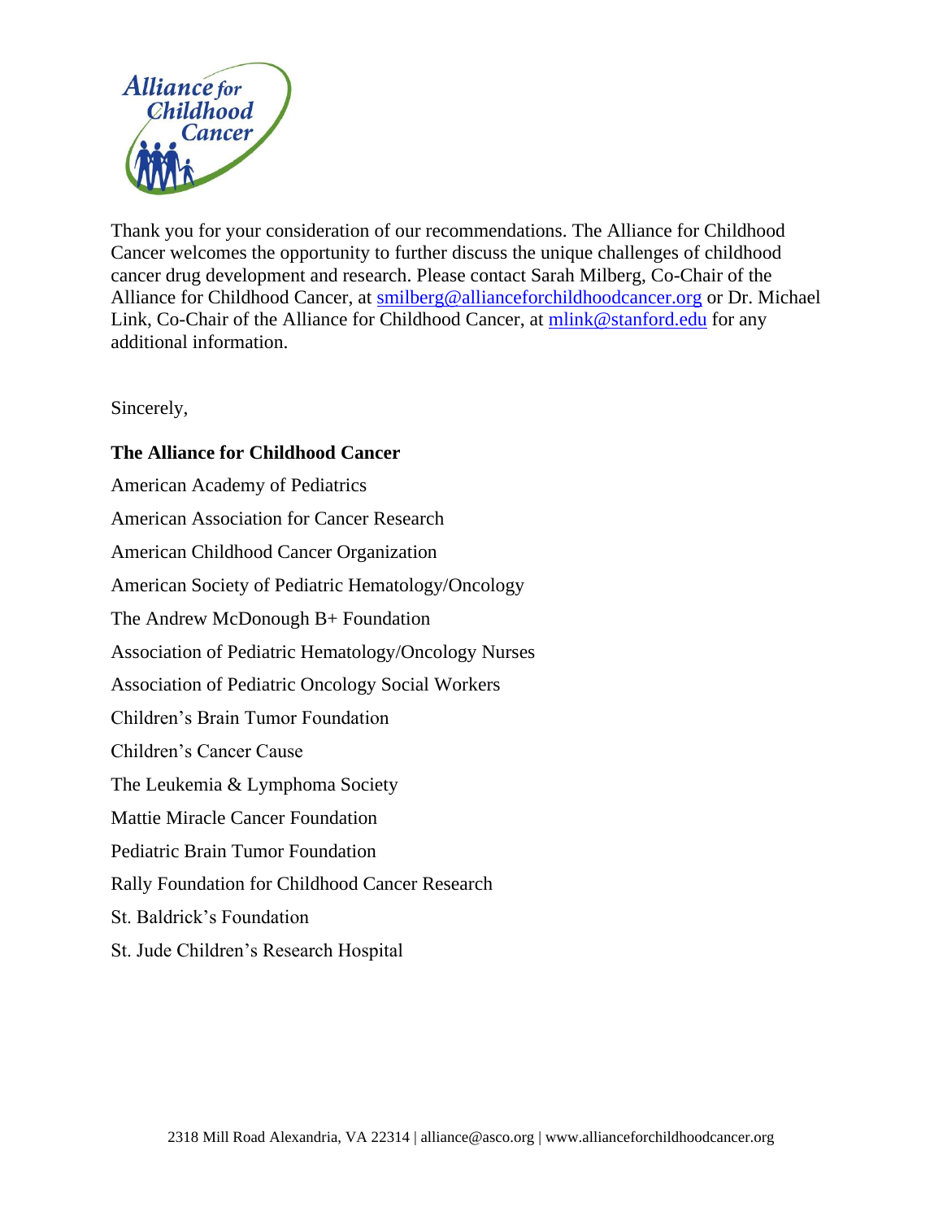Thank you for your consideration of our recommendations. The Alliance for Childhood Cancer welcomes the opportunity to further discuss the unique challenges of childhood cancer drug development and research. Please contact Sarah Milberg, Co-Chair of the Alliance for Childhood Cancer, at smilberg@allianceforchildhoodcancer.org or Dr. Michael Link, Co-Chair of the Alliance for Childhood Cancer, at mlink@stanford.edu for any additional information.

Sincerely,

**The Alliance for Childhood Cancer**

American Academy of Pediatrics

American Association for Cancer Research

American Childhood Cancer Organization

American Society of Pediatric Hematology/Oncology

The Andrew McDonough B+ Foundation

Association of Pediatric Hematology/Oncology Nurses

Association of Pediatric Oncology Social Workers

Children's Brain Tumor Foundation

Children's Cancer Cause

The Leukemia & Lymphoma Society

Mattie Miracle Cancer Foundation

Pediatric Brain Tumor Foundation

Rally Foundation for Childhood Cancer Research

St. Baldrick's Foundation

St. Jude Children's Research Hospital

2318 Mill Road Alexandria, VA 22314 | alliance@asco.org | www.allianceforchildhoodcancer.org